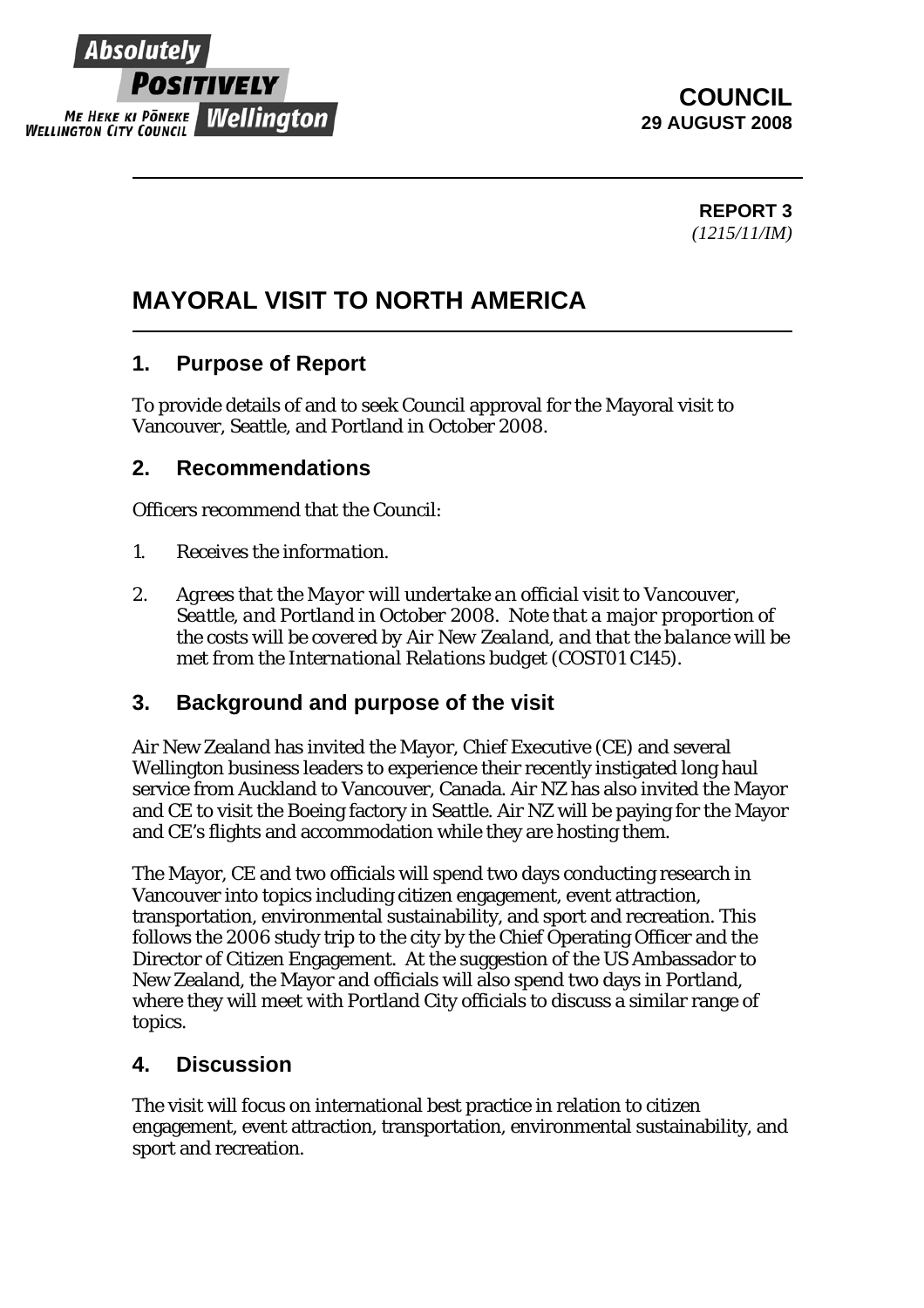Absolutely POSITIVELY Wellington
ME HEKE KI PŌNEKE
WELLINGTON CITY COUNCIL

**COUNCIL**
**29 AUGUST 2008**

**REPORT 3**
*(1215/11/IM)*

# MAYORAL VISIT TO NORTH AMERICA

## 1. Purpose of Report

To provide details of and to seek Council approval for the Mayoral visit to Vancouver, Seattle, and Portland in October 2008.

## 2. Recommendations

Officers recommend that the Council:

1. *Receives the information.*

2. *Agrees that the Mayor will undertake an official visit to Vancouver, Seattle, and Portland in October 2008. Note that a major proportion of the costs will be covered by Air New Zealand, and that the balance will be met from the International Relations budget (COST01 C145).*

## 3. Background and purpose of the visit

Air New Zealand has invited the Mayor, Chief Executive (CE) and several Wellington business leaders to experience their recently instigated long haul service from Auckland to Vancouver, Canada. Air NZ has also invited the Mayor and CE to visit the Boeing factory in Seattle. Air NZ will be paying for the Mayor and CE's flights and accommodation while they are hosting them.

The Mayor, CE and two officials will spend two days conducting research in Vancouver into topics including citizen engagement, event attraction, transportation, environmental sustainability, and sport and recreation. This follows the 2006 study trip to the city by the Chief Operating Officer and the Director of Citizen Engagement. At the suggestion of the US Ambassador to New Zealand, the Mayor and officials will also spend two days in Portland, where they will meet with Portland City officials to discuss a similar range of topics.

## 4. Discussion

The visit will focus on international best practice in relation to citizen engagement, event attraction, transportation, environmental sustainability, and sport and recreation.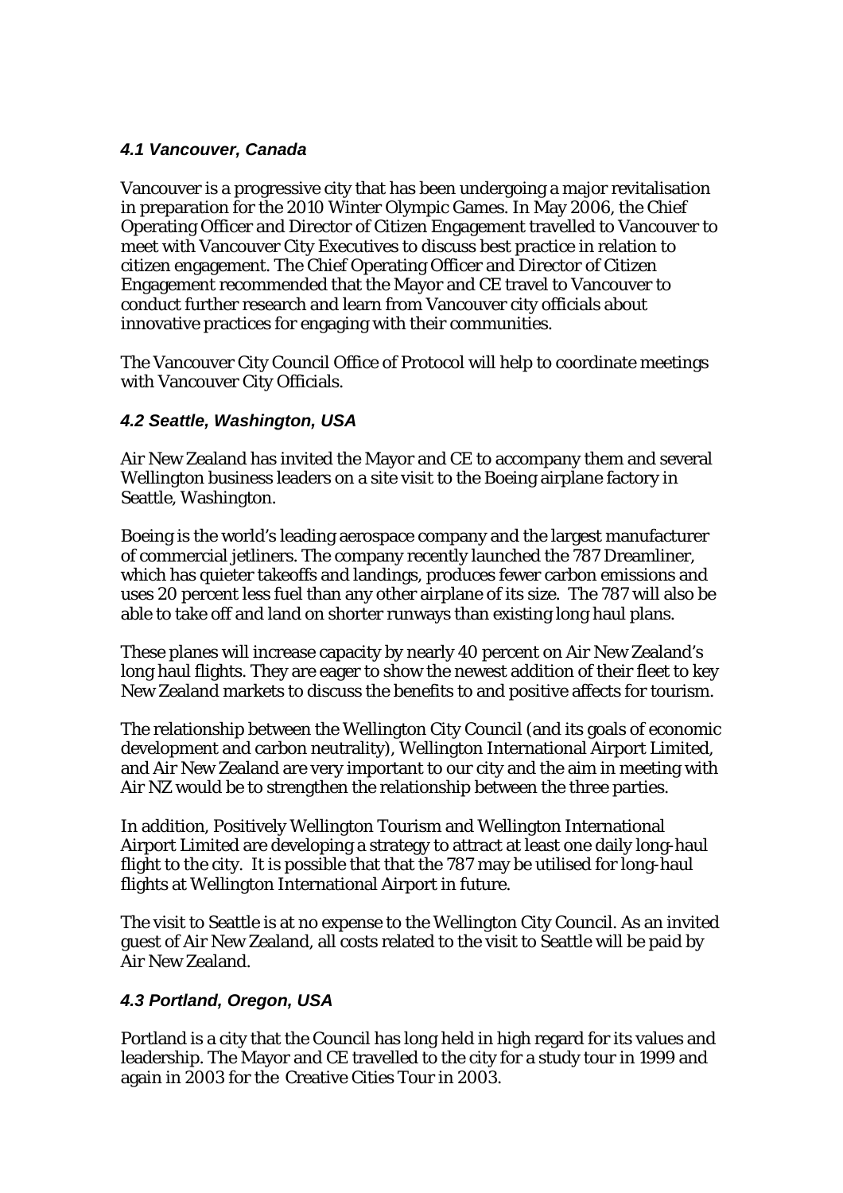### *4.1 Vancouver, Canada*

Vancouver is a progressive city that has been undergoing a major revitalisation in preparation for the 2010 Winter Olympic Games. In May 2006, the Chief Operating Officer and Director of Citizen Engagement travelled to Vancouver to meet with Vancouver City Executives to discuss best practice in relation to citizen engagement. The Chief Operating Officer and Director of Citizen Engagement recommended that the Mayor and CE travel to Vancouver to conduct further research and learn from Vancouver city officials about innovative practices for engaging with their communities.

The Vancouver City Council Office of Protocol will help to coordinate meetings with Vancouver City Officials.

### *4.2 Seattle, Washington, USA*

Air New Zealand has invited the Mayor and CE to accompany them and several Wellington business leaders on a site visit to the Boeing airplane factory in Seattle, Washington.

Boeing is the world's leading aerospace company and the largest manufacturer of commercial jetliners. The company recently launched the 787 Dreamliner, which has quieter takeoffs and landings, produces fewer carbon emissions and uses 20 percent less fuel than any other airplane of its size. The 787 will also be able to take off and land on shorter runways than existing long haul plans.

These planes will increase capacity by nearly 40 percent on Air New Zealand's long haul flights. They are eager to show the newest addition of their fleet to key New Zealand markets to discuss the benefits to and positive affects for tourism.

The relationship between the Wellington City Council (and its goals of economic development and carbon neutrality), Wellington International Airport Limited, and Air New Zealand are very important to our city and the aim in meeting with Air NZ would be to strengthen the relationship between the three parties.

In addition, Positively Wellington Tourism and Wellington International Airport Limited are developing a strategy to attract at least one daily long-haul flight to the city. It is possible that that the 787 may be utilised for long-haul flights at Wellington International Airport in future.

The visit to Seattle is at no expense to the Wellington City Council. As an invited guest of Air New Zealand, all costs related to the visit to Seattle will be paid by Air New Zealand.

### *4.3 Portland, Oregon, USA*

Portland is a city that the Council has long held in high regard for its values and leadership. The Mayor and CE travelled to the city for a study tour in 1999 and again in 2003 for the Creative Cities Tour in 2003.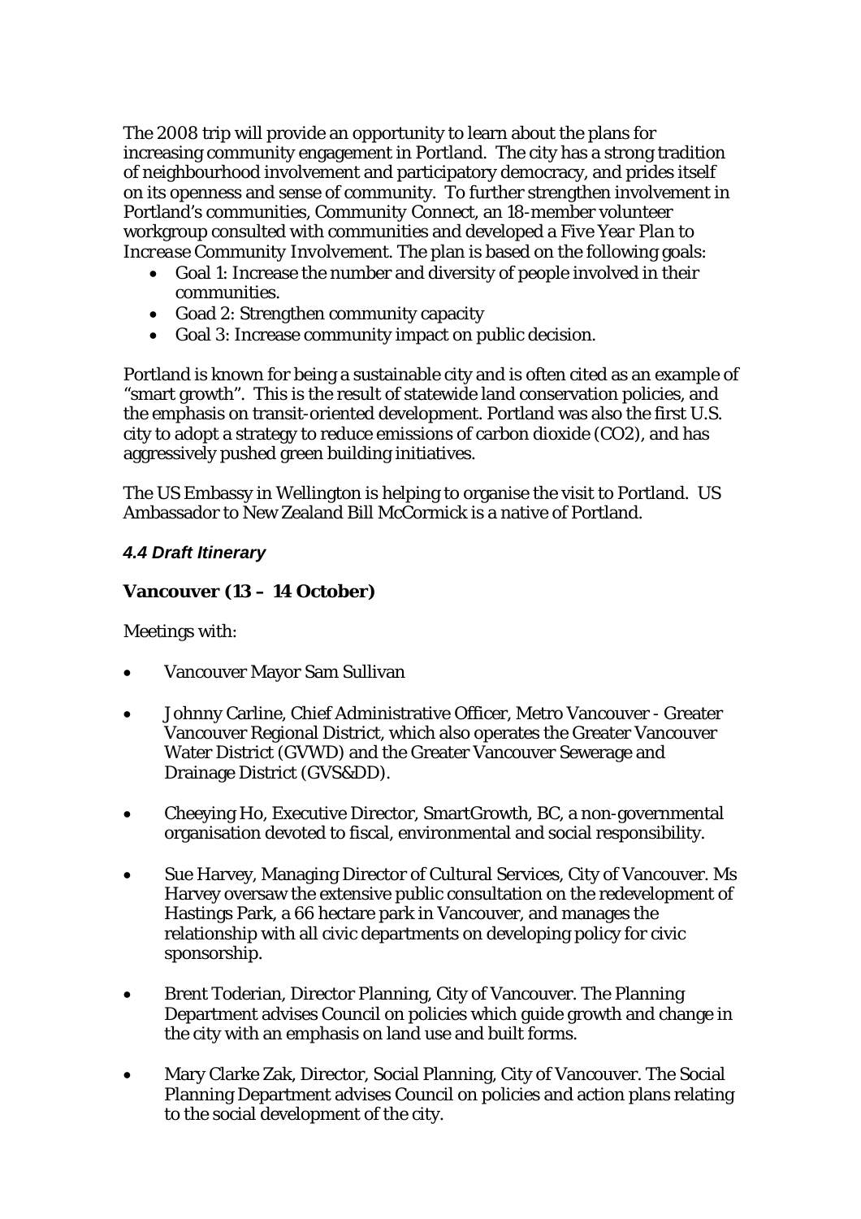The 2008 trip will provide an opportunity to learn about the plans for increasing community engagement in Portland. The city has a strong tradition of neighbourhood involvement and participatory democracy, and prides itself on its openness and sense of community. To further strengthen involvement in Portland's communities, Community Connect, an 18-member volunteer workgroup consulted with communities and developed a *Five Year Plan to Increase Community Involvement*. The plan is based on the following goals:

- Goal 1: Increase the number and diversity of people involved in their communities.
- Goad 2: Strengthen community capacity
- Goal 3: Increase community impact on public decision.

Portland is known for being a sustainable city and is often cited as an example of "smart growth". This is the result of statewide land conservation policies, and the emphasis on transit-oriented development. Portland was also the first U.S. city to adopt a strategy to reduce emissions of carbon dioxide ($CO_2$), and has aggressively pushed green building initiatives.

The US Embassy in Wellington is helping to organise the visit to Portland. US Ambassador to New Zealand Bill McCormick is a native of Portland.

### *4.4 Draft Itinerary*

**Vancouver (13 – 14 October)**

Meetings with:

- Vancouver Mayor Sam Sullivan
- Johnny Carline, Chief Administrative Officer, Metro Vancouver - Greater Vancouver Regional District, which also operates the Greater Vancouver Water District (GVWD) and the Greater Vancouver Sewerage and Drainage District (GVS&DD).
- Cheeying Ho, Executive Director, SmartGrowth, BC, a non-governmental organisation devoted to fiscal, environmental and social responsibility.
- Sue Harvey, Managing Director of Cultural Services, City of Vancouver. Ms Harvey oversaw the extensive public consultation on the redevelopment of Hastings Park, a 66 hectare park in Vancouver, and manages the relationship with all civic departments on developing policy for civic sponsorship.
- Brent Toderian, Director Planning, City of Vancouver. The Planning Department advises Council on policies which guide growth and change in the city with an emphasis on land use and built forms.
- Mary Clarke Zak, Director, Social Planning, City of Vancouver. The Social Planning Department advises Council on policies and action plans relating to the social development of the city.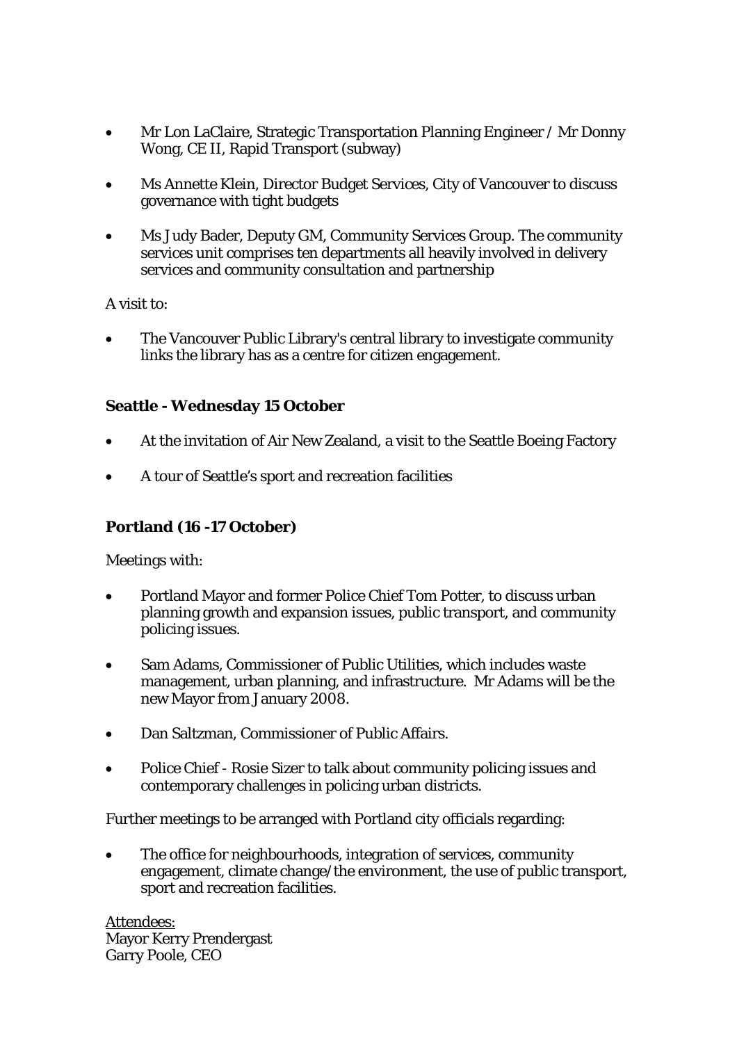- Mr Lon LaClaire, Strategic Transportation Planning Engineer / Mr Donny Wong, CE II, Rapid Transport (subway)

- Ms Annette Klein, Director Budget Services, City of Vancouver to discuss governance with tight budgets

- Ms Judy Bader, Deputy GM, Community Services Group. The community services unit comprises ten departments all heavily involved in delivery services and community consultation and partnership

A visit to:

- The Vancouver Public Library's central library to investigate community links the library has as a centre for citizen engagement.

**Seattle - Wednesday 15 October**

- At the invitation of Air New Zealand, a visit to the Seattle Boeing Factory

- A tour of Seattle's sport and recreation facilities

**Portland (16 -17 October)**

Meetings with:

- Portland Mayor and former Police Chief Tom Potter, to discuss urban planning growth and expansion issues, public transport, and community policing issues.

- Sam Adams, Commissioner of Public Utilities, which includes waste management, urban planning, and infrastructure. Mr Adams will be the new Mayor from January 2008.

- Dan Saltzman, Commissioner of Public Affairs.

- Police Chief - Rosie Sizer to talk about community policing issues and contemporary challenges in policing urban districts.

Further meetings to be arranged with Portland city officials regarding:

- The office for neighbourhoods, integration of services, community engagement, climate change/the environment, the use of public transport, sport and recreation facilities.

<u>Attendees:</u>
Mayor Kerry Prendergast
Garry Poole, CEO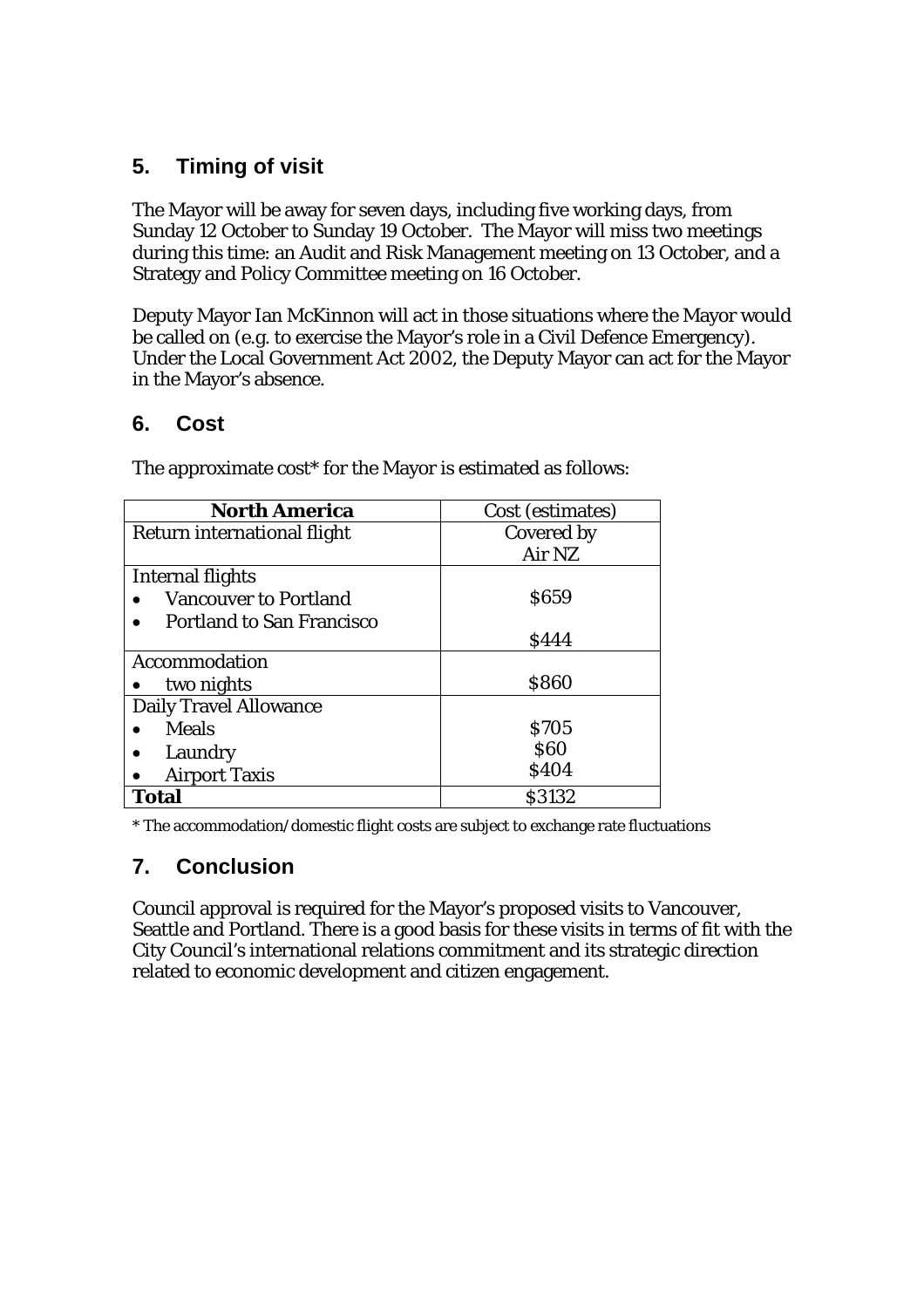## 5. Timing of visit

The Mayor will be away for seven days, including five working days, from Sunday 12 October to Sunday 19 October. The Mayor will miss two meetings during this time: an Audit and Risk Management meeting on 13 October, and a Strategy and Policy Committee meeting on 16 October.

Deputy Mayor Ian McKinnon will act in those situations where the Mayor would be called on (e.g. to exercise the Mayor's role in a Civil Defence Emergency). Under the Local Government Act 2002, the Deputy Mayor can act for the Mayor in the Mayor's absence.

## 6. Cost

The approximate cost* for the Mayor is estimated as follows:

| **North America** | Cost (estimates) |
|---|---|
| Return international flight | Covered by Air NZ |
| Internal flights<br>• Vancouver to Portland<br>• Portland to San Francisco | <br>$659<br>$444 |
| Accommodation<br>• two nights | <br>$860 |
| Daily Travel Allowance<br>• Meals<br>• Laundry<br>• Airport Taxis | <br>$705<br>$60<br>$404 |
| **Total** | $3132 |

\* The accommodation/domestic flight costs are subject to exchange rate fluctuations

## 7. Conclusion

Council approval is required for the Mayor's proposed visits to Vancouver, Seattle and Portland. There is a good basis for these visits in terms of fit with the City Council's international relations commitment and its strategic direction related to economic development and citizen engagement.